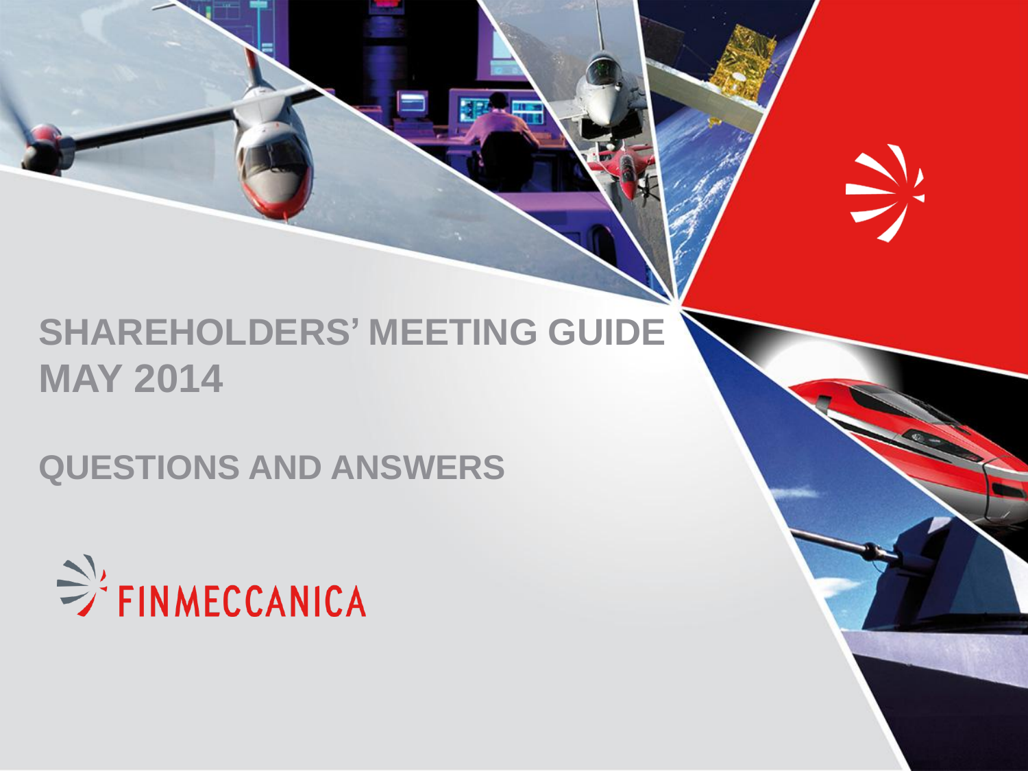# SHAREHOLDERS' MEETING GUIDE
# MAY 2014

## QUESTIONS AND ANSWERS

FINMECCANICA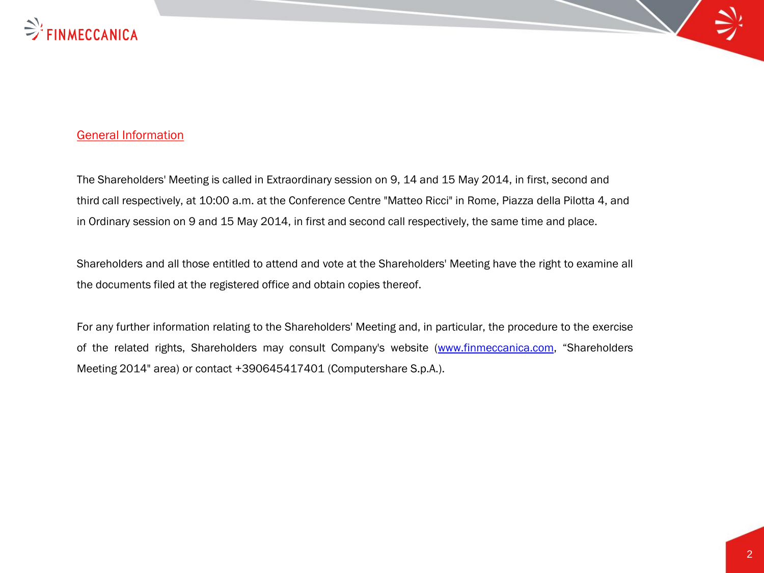## General Information

The Shareholders' Meeting is called in Extraordinary session on 9, 14 and 15 May 2014, in first, second and third call respectively, at 10:00 a.m. at the Conference Centre "Matteo Ricci" in Rome, Piazza della Pilotta 4, and in Ordinary session on 9 and 15 May 2014, in first and second call respectively, the same time and place.

Shareholders and all those entitled to attend and vote at the Shareholders' Meeting have the right to examine all the documents filed at the registered office and obtain copies thereof.

For any further information relating to the Shareholders' Meeting and, in particular, the procedure to the exercise of the related rights, Shareholders may consult Company's website (www.finmeccanica.com, "Shareholders Meeting 2014" area) or contact +390645417401 (Computershare S.p.A.).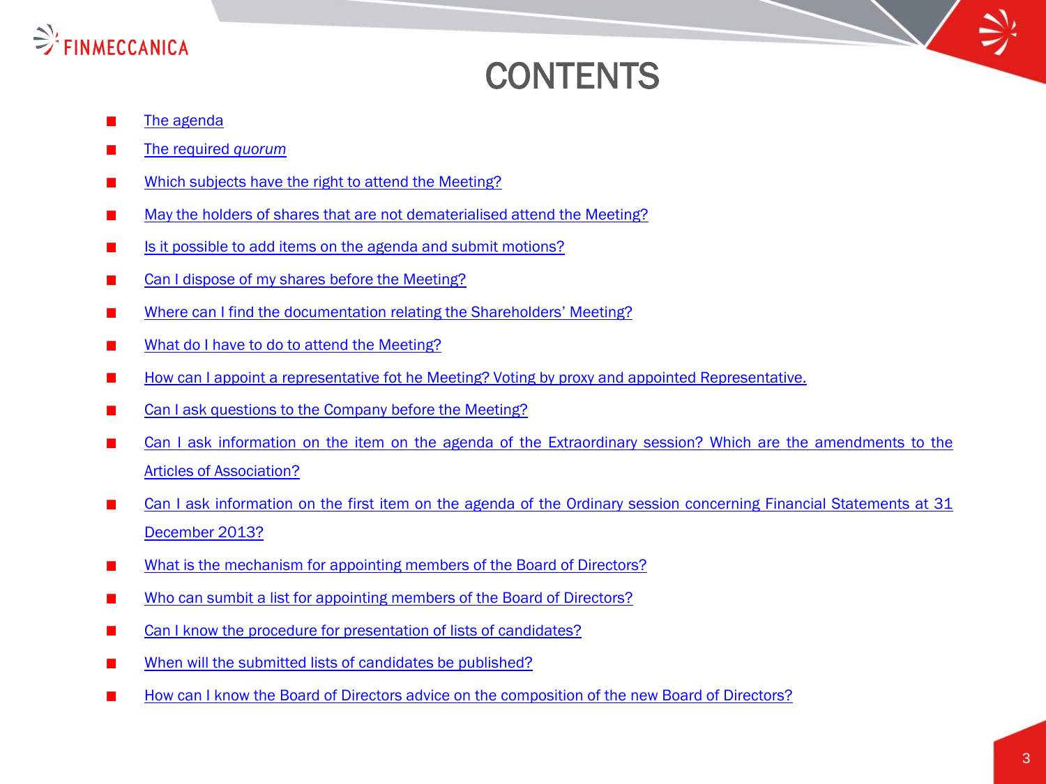# CONTENTS

- The agenda
- The required *quorum*
- Which subjects have the right to attend the Meeting?
- May the holders of shares that are not dematerialised attend the Meeting?
- Is it possible to add items on the agenda and submit motions?
- Can I dispose of my shares before the Meeting?
- Where can I find the documentation relating the Shareholders' Meeting?
- What do I have to do to attend the Meeting?
- How can I appoint a representative fot he Meeting? Voting by proxy and appointed Representative.
- Can I ask questions to the Company before the Meeting?
- Can I ask information on the item on the agenda of the Extraordinary session? Which are the amendments to the Articles of Association?
- Can I ask information on the first item on the agenda of the Ordinary session concerning Financial Statements at 31 December 2013?
- What is the mechanism for appointing members of the Board of Directors?
- Who can sumbit a list for appointing members of the Board of Directors?
- Can I know the procedure for presentation of lists of candidates?
- When will the submitted lists of candidates be published?
- How can I know the Board of Directors advice on the composition of the new Board of Directors?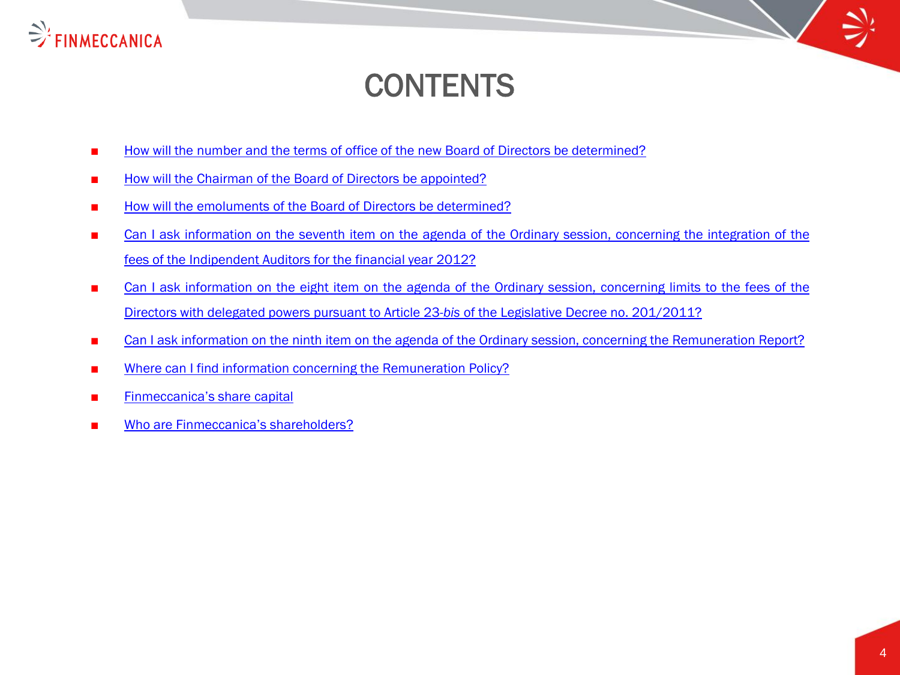# CONTENTS

- How will the number and the terms of office of the new Board of Directors be determined?
- How will the Chairman of the Board of Directors be appointed?
- How will the emoluments of the Board of Directors be determined?
- Can I ask information on the seventh item on the agenda of the Ordinary session, concerning the integration of the fees of the Indipendent Auditors for the financial year 2012?
- Can I ask information on the eight item on the agenda of the Ordinary session, concerning limits to the fees of the Directors with delegated powers pursuant to Article 23-*bis* of the Legislative Decree no. 201/2011?
- Can I ask information on the ninth item on the agenda of the Ordinary session, concerning the Remuneration Report?
- Where can I find information concerning the Remuneration Policy?
- Finmeccanica's share capital
- Who are Finmeccanica's shareholders?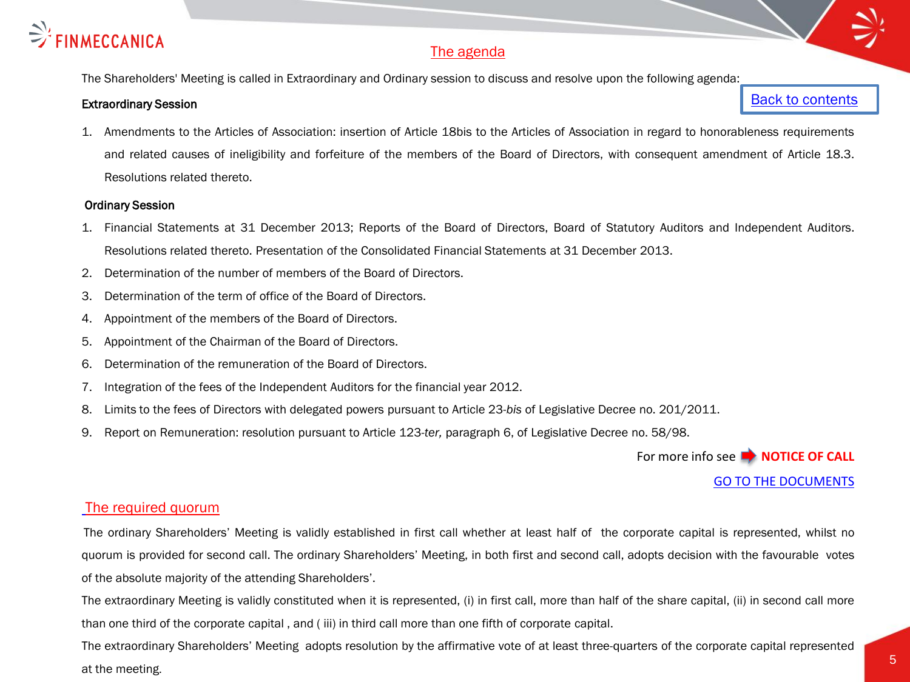FINMECCANICA

## The agenda

The Shareholders' Meeting is called in Extraordinary and Ordinary session to discuss and resolve upon the following agenda:

Back to contents

**Extraordinary Session**

1. Amendments to the Articles of Association: insertion of Article 18bis to the Articles of Association in regard to honorableness requirements and related causes of ineligibility and forfeiture of the members of the Board of Directors, with consequent amendment of Article 18.3. Resolutions related thereto.

**Ordinary Session**

1. Financial Statements at 31 December 2013; Reports of the Board of Directors, Board of Statutory Auditors and Independent Auditors. Resolutions related thereto. Presentation of the Consolidated Financial Statements at 31 December 2013.
2. Determination of the number of members of the Board of Directors.
3. Determination of the term of office of the Board of Directors.
4. Appointment of the members of the Board of Directors.
5. Appointment of the Chairman of the Board of Directors.
6. Determination of the remuneration of the Board of Directors.
7. Integration of the fees of the Independent Auditors for the financial year 2012.
8. Limits to the fees of Directors with delegated powers pursuant to Article 23-*bis* of Legislative Decree no. 201/2011.
9. Report on Remuneration: resolution pursuant to Article 123-*ter,* paragraph 6, of Legislative Decree no. 58/98.

For more info see **NOTICE OF CALL**

GO TO THE DOCUMENTS

## The required quorum

The ordinary Shareholders' Meeting is validly established in first call whether at least half of the corporate capital is represented, whilst no quorum is provided for second call. The ordinary Shareholders' Meeting, in both first and second call, adopts decision with the favourable votes of the absolute majority of the attending Shareholders'.

The extraordinary Meeting is validly constituted when it is represented, (i) in first call, more than half of the share capital, (ii) in second call more than one third of the corporate capital , and ( iii) in third call more than one fifth of corporate capital.

The extraordinary Shareholders' Meeting adopts resolution by the affirmative vote of at least three-quarters of the corporate capital represented at the meeting.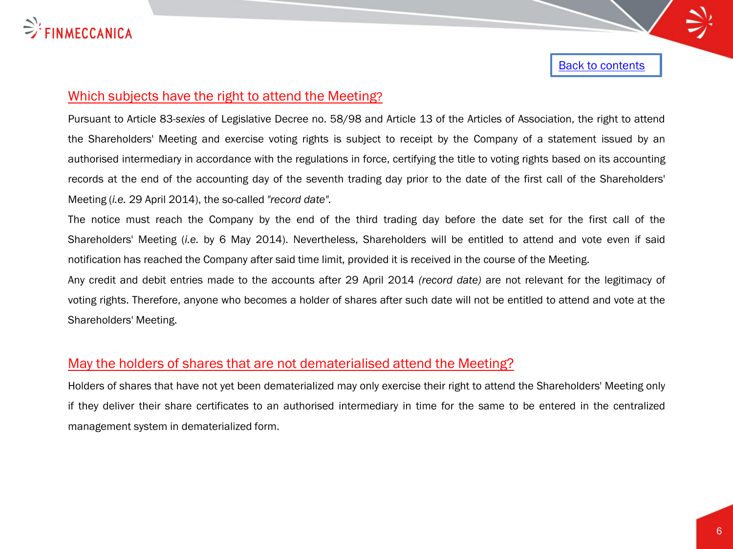## Which subjects have the right to attend the Meeting?

Pursuant to Article 83-*sexies* of Legislative Decree no. 58/98 and Article 13 of the Articles of Association, the right to attend the Shareholders' Meeting and exercise voting rights is subject to receipt by the Company of a statement issued by an authorised intermediary in accordance with the regulations in force, certifying the title to voting rights based on its accounting records at the end of the accounting day of the seventh trading day prior to the date of the first call of the Shareholders' Meeting (*i.e.* 29 April 2014), the so-called *"record date".*

The notice must reach the Company by the end of the third trading day before the date set for the first call of the Shareholders' Meeting (*i.e.* by 6 May 2014). Nevertheless, Shareholders will be entitled to attend and vote even if said notification has reached the Company after said time limit, provided it is received in the course of the Meeting.

Any credit and debit entries made to the accounts after 29 April 2014 *(record date)* are not relevant for the legitimacy of voting rights. Therefore, anyone who becomes a holder of shares after such date will not be entitled to attend and vote at the Shareholders' Meeting.

## May the holders of shares that are not dematerialised attend the Meeting?

Holders of shares that have not yet been dematerialized may only exercise their right to attend the Shareholders' Meeting only if they deliver their share certificates to an authorised intermediary in time for the same to be entered in the centralized management system in dematerialized form.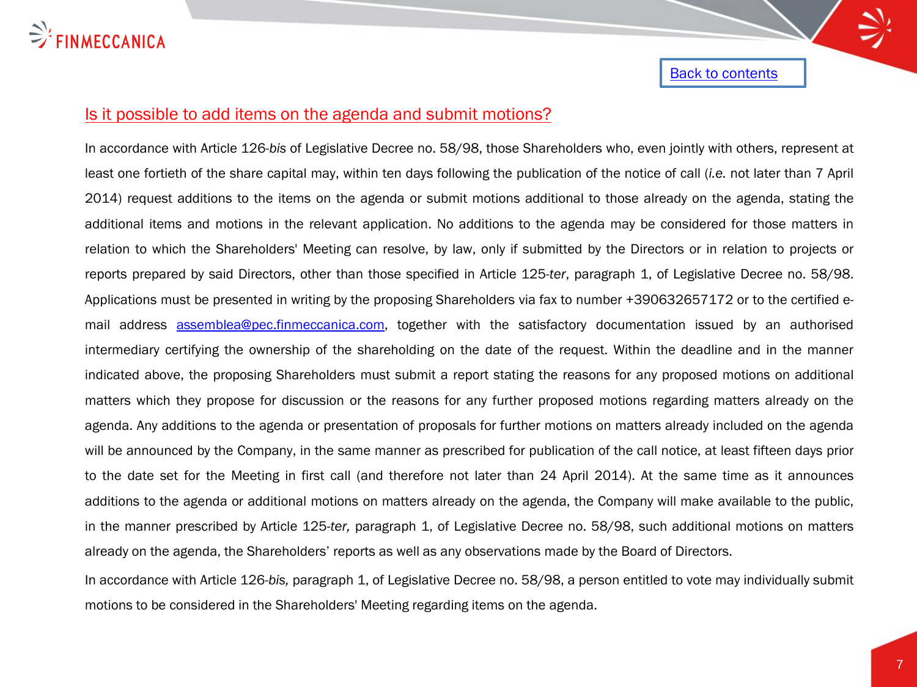[Back to contents]

## Is it possible to add items on the agenda and submit motions?

In accordance with Article 126-*bis* of Legislative Decree no. 58/98, those Shareholders who, even jointly with others, represent at least one fortieth of the share capital may, within ten days following the publication of the notice of call (*i.e.* not later than 7 April 2014) request additions to the items on the agenda or submit motions additional to those already on the agenda, stating the additional items and motions in the relevant application. No additions to the agenda may be considered for those matters in relation to which the Shareholders' Meeting can resolve, by law, only if submitted by the Directors or in relation to projects or reports prepared by said Directors, other than those specified in Article 125-*ter*, paragraph 1, of Legislative Decree no. 58/98. Applications must be presented in writing by the proposing Shareholders via fax to number +390632657172 or to the certified e-mail address assemblea@pec.finmeccanica.com, together with the satisfactory documentation issued by an authorised intermediary certifying the ownership of the shareholding on the date of the request. Within the deadline and in the manner indicated above, the proposing Shareholders must submit a report stating the reasons for any proposed motions on additional matters which they propose for discussion or the reasons for any further proposed motions regarding matters already on the agenda. Any additions to the agenda or presentation of proposals for further motions on matters already included on the agenda will be announced by the Company, in the same manner as prescribed for publication of the call notice, at least fifteen days prior to the date set for the Meeting in first call (and therefore not later than 24 April 2014). At the same time as it announces additions to the agenda or additional motions on matters already on the agenda, the Company will make available to the public, in the manner prescribed by Article 125-*ter,* paragraph 1, of Legislative Decree no. 58/98, such additional motions on matters already on the agenda, the Shareholders' reports as well as any observations made by the Board of Directors.

In accordance with Article 126-*bis,* paragraph 1, of Legislative Decree no. 58/98, a person entitled to vote may individually submit motions to be considered in the Shareholders' Meeting regarding items on the agenda.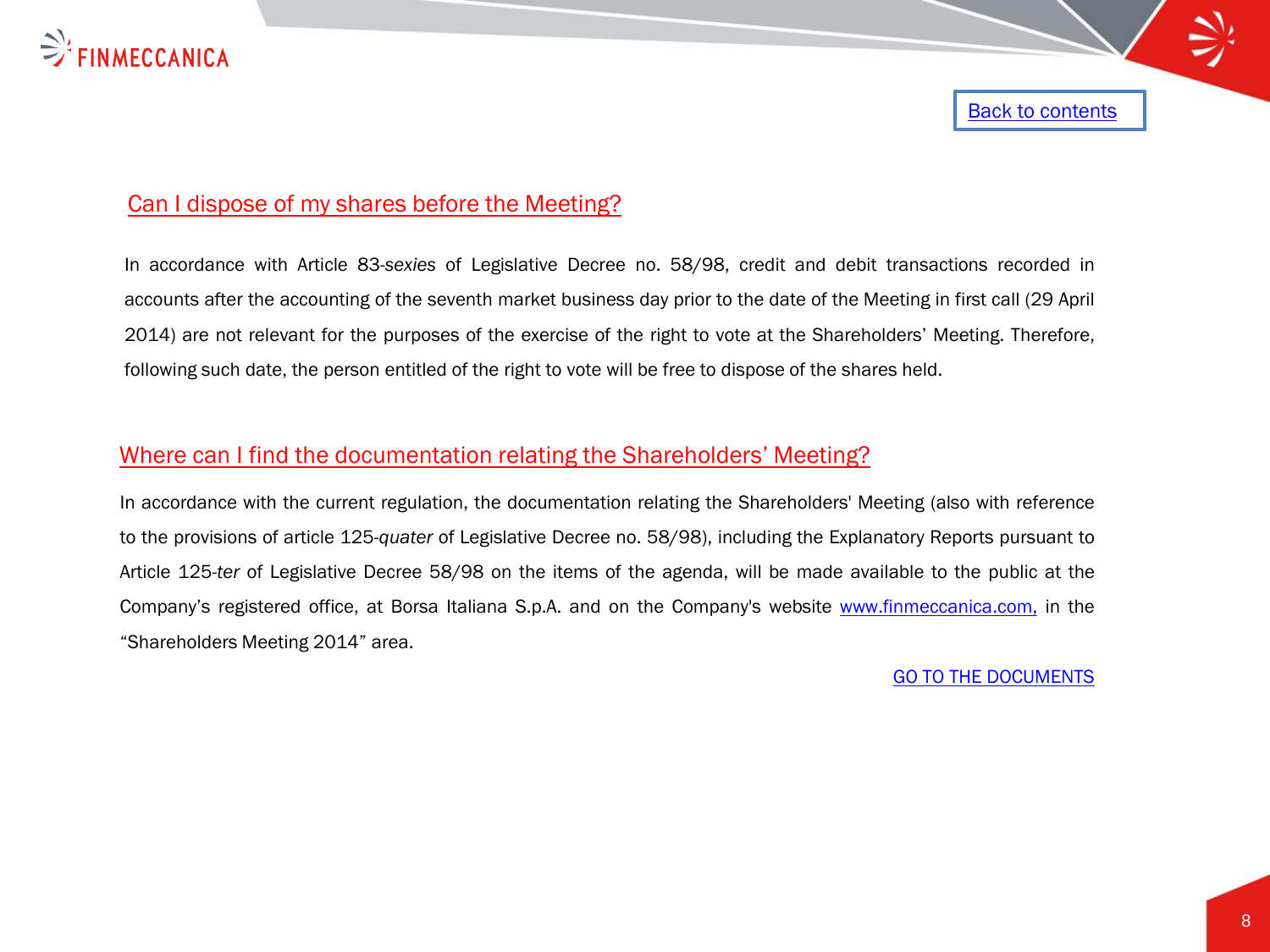Back to contents

## Can I dispose of my shares before the Meeting?

In accordance with Article 83-*sexies* of Legislative Decree no. 58/98, credit and debit transactions recorded in accounts after the accounting of the seventh market business day prior to the date of the Meeting in first call (29 April 2014) are not relevant for the purposes of the exercise of the right to vote at the Shareholders' Meeting. Therefore, following such date, the person entitled of the right to vote will be free to dispose of the shares held.

## Where can I find the documentation relating the Shareholders' Meeting?

In accordance with the current regulation, the documentation relating the Shareholders' Meeting (also with reference to the provisions of article 125-*quater* of Legislative Decree no. 58/98), including the Explanatory Reports pursuant to Article 125-*ter* of Legislative Decree 58/98 on the items of the agenda, will be made available to the public at the Company's registered office, at Borsa Italiana S.p.A. and on the Company's website www.finmeccanica.com, in the "Shareholders Meeting 2014" area.

GO TO THE DOCUMENTS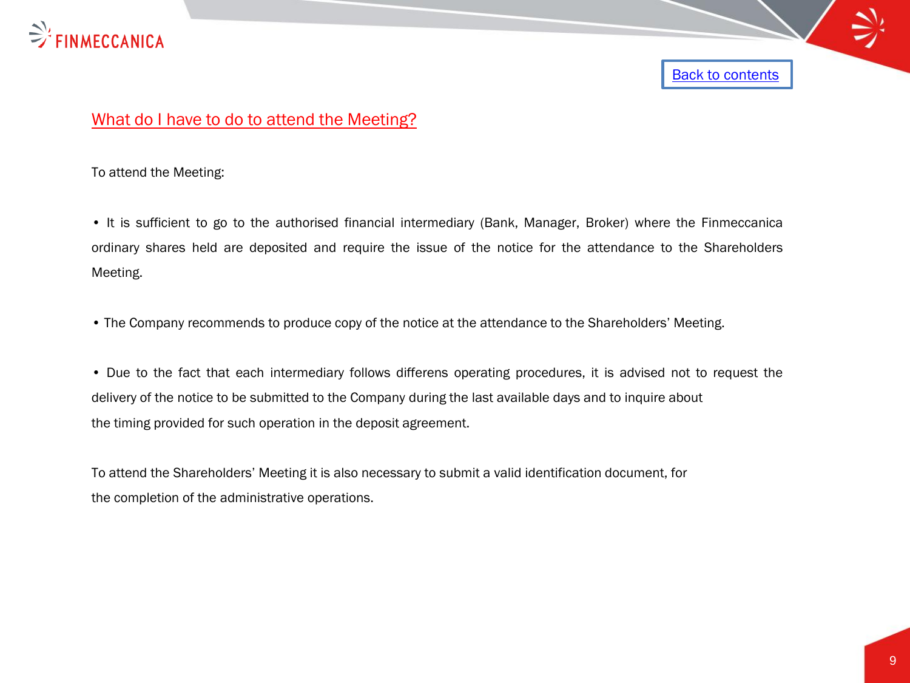[Back to contents]

## What do I have to do to attend the Meeting?

To attend the Meeting:

- It is sufficient to go to the authorised financial intermediary (Bank, Manager, Broker) where the Finmeccanica ordinary shares held are deposited and require the issue of the notice for the attendance to the Shareholders Meeting.

- The Company recommends to produce copy of the notice at the attendance to the Shareholders' Meeting.

- Due to the fact that each intermediary follows differens operating procedures, it is advised not to request the delivery of the notice to be submitted to the Company during the last available days and to inquire about the timing provided for such operation in the deposit agreement.

To attend the Shareholders' Meeting it is also necessary to submit a valid identification document, for the completion of the administrative operations.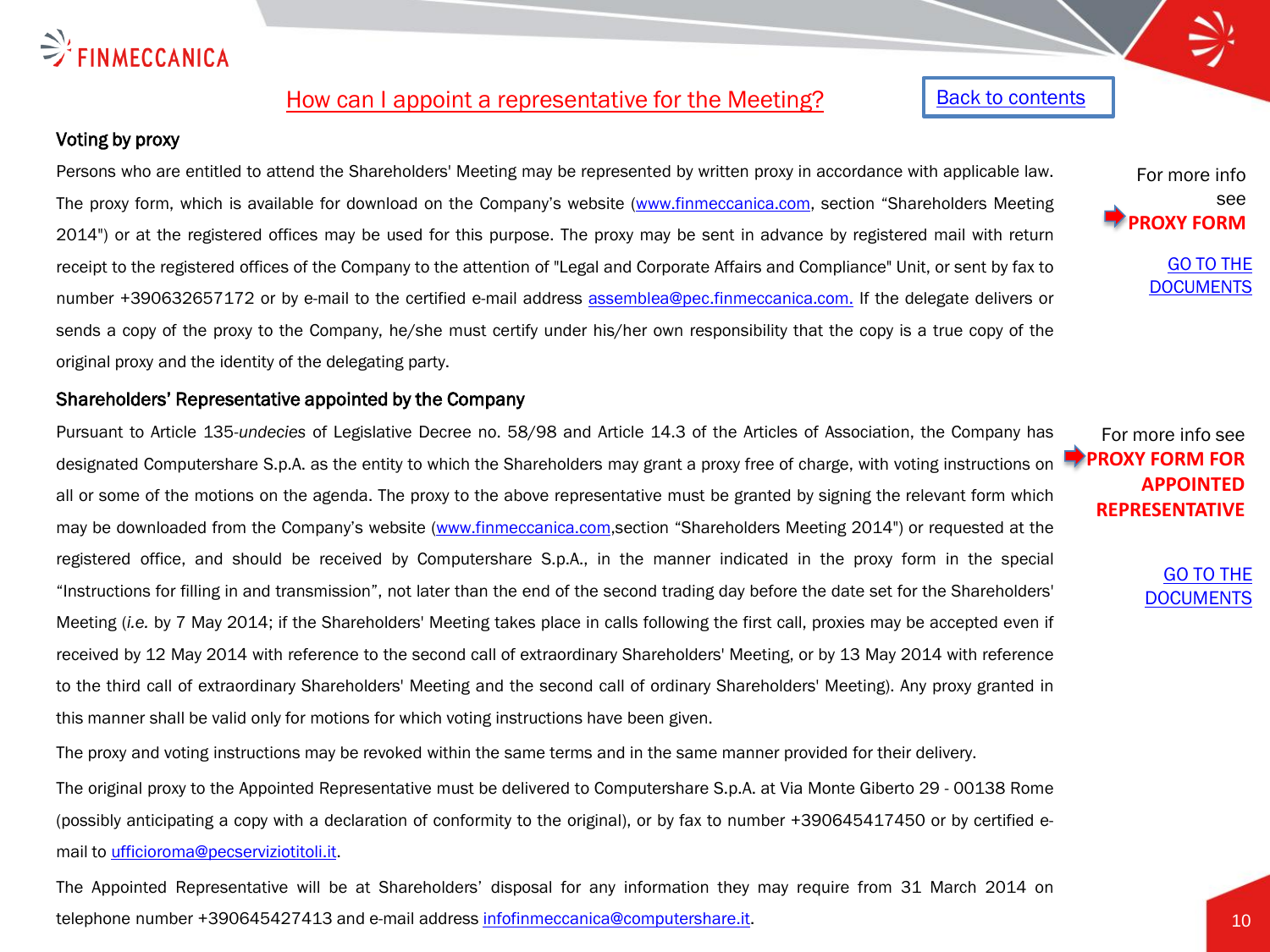# How can I appoint a representative for the Meeting?

Back to contents

## Voting by proxy

Persons who are entitled to attend the Shareholders' Meeting may be represented by written proxy in accordance with applicable law. The proxy form, which is available for download on the Company's website (www.finmeccanica.com, section "Shareholders Meeting 2014") or at the registered offices may be used for this purpose. The proxy may be sent in advance by registered mail with return receipt to the registered offices of the Company to the attention of "Legal and Corporate Affairs and Compliance" Unit, or sent by fax to number +390632657172 or by e-mail to the certified e-mail address assemblea@pec.finmeccanica.com. If the delegate delivers or sends a copy of the proxy to the Company, he/she must certify under his/her own responsibility that the copy is a true copy of the original proxy and the identity of the delegating party.

For more info see **PROXY FORM**

GO TO THE DOCUMENTS

## Shareholders' Representative appointed by the Company

Pursuant to Article 135-*undecies* of Legislative Decree no. 58/98 and Article 14.3 of the Articles of Association, the Company has designated Computershare S.p.A. as the entity to which the Shareholders may grant a proxy free of charge, with voting instructions on all or some of the motions on the agenda. The proxy to the above representative must be granted by signing the relevant form which may be downloaded from the Company's website (www.finmeccanica.com,section "Shareholders Meeting 2014") or requested at the registered office, and should be received by Computershare S.p.A., in the manner indicated in the proxy form in the special "Instructions for filling in and transmission", not later than the end of the second trading day before the date set for the Shareholders' Meeting (*i.e.* by 7 May 2014; if the Shareholders' Meeting takes place in calls following the first call, proxies may be accepted even if received by 12 May 2014 with reference to the second call of extraordinary Shareholders' Meeting, or by 13 May 2014 with reference to the third call of extraordinary Shareholders' Meeting and the second call of ordinary Shareholders' Meeting). Any proxy granted in this manner shall be valid only for motions for which voting instructions have been given.

For more info see **PROXY FORM FOR APPOINTED REPRESENTATIVE**

GO TO THE DOCUMENTS

The proxy and voting instructions may be revoked within the same terms and in the same manner provided for their delivery.

The original proxy to the Appointed Representative must be delivered to Computershare S.p.A. at Via Monte Giberto 29 - 00138 Rome (possibly anticipating a copy with a declaration of conformity to the original), or by fax to number +390645417450 or by certified e-mail to ufficioroma@pecserviziotitoli.it.

The Appointed Representative will be at Shareholders' disposal for any information they may require from 31 March 2014 on telephone number +390645427413 and e-mail address infofinmeccanica@computershare.it.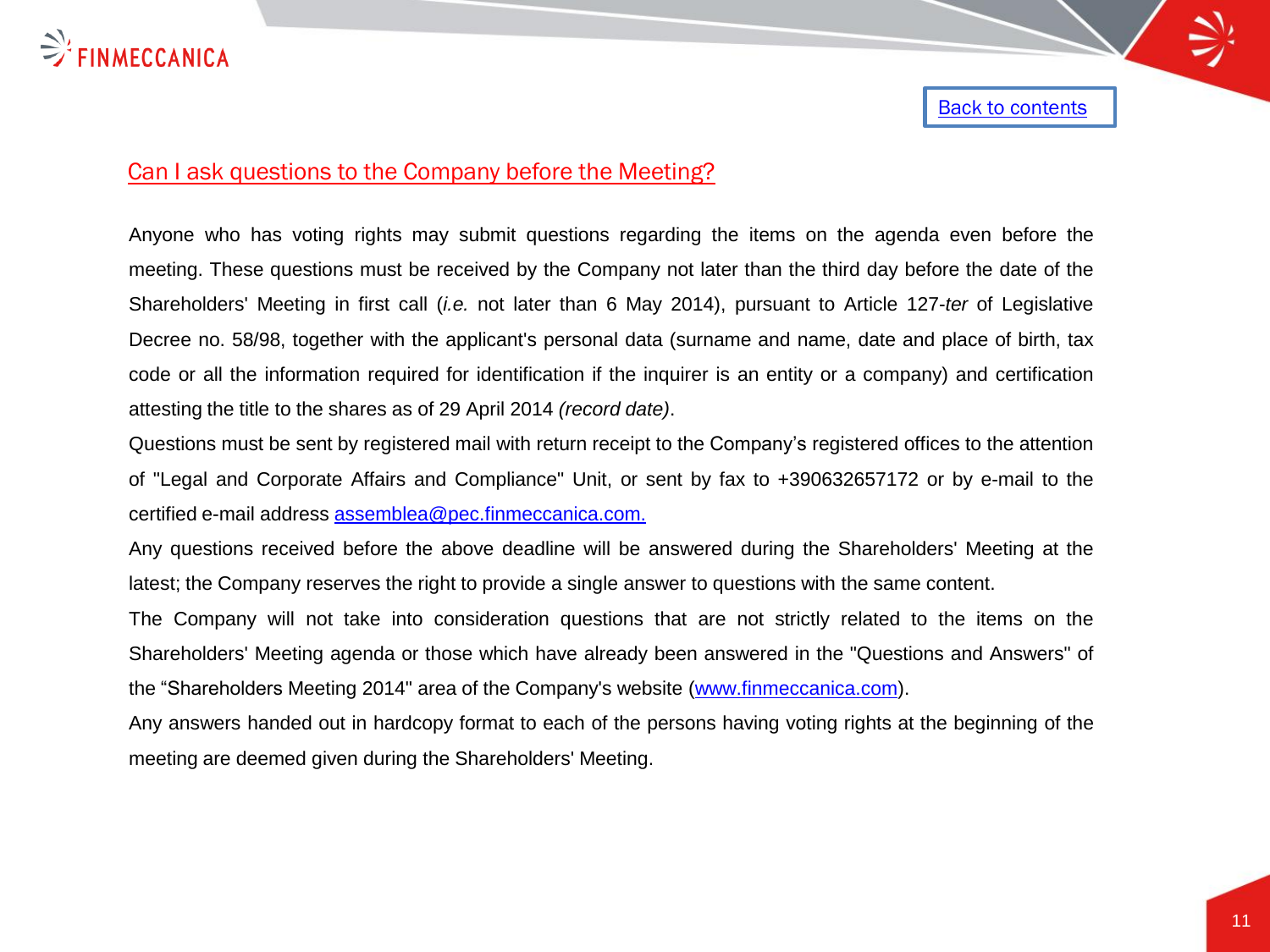[Back to contents](#)

## Can I ask questions to the Company before the Meeting?

Anyone who has voting rights may submit questions regarding the items on the agenda even before the meeting. These questions must be received by the Company not later than the third day before the date of the Shareholders' Meeting in first call (*i.e.* not later than 6 May 2014), pursuant to Article 127-*ter* of Legislative Decree no. 58/98, together with the applicant's personal data (surname and name, date and place of birth, tax code or all the information required for identification if the inquirer is an entity or a company) and certification attesting the title to the shares as of 29 April 2014 *(record date)*.

Questions must be sent by registered mail with return receipt to the Company's registered offices to the attention of "Legal and Corporate Affairs and Compliance" Unit, or sent by fax to +390632657172 or by e-mail to the certified e-mail address [assemblea@pec.finmeccanica.com.](mailto:assemblea@pec.finmeccanica.com)

Any questions received before the above deadline will be answered during the Shareholders' Meeting at the latest; the Company reserves the right to provide a single answer to questions with the same content.

The Company will not take into consideration questions that are not strictly related to the items on the Shareholders' Meeting agenda or those which have already been answered in the "Questions and Answers" of the "Shareholders Meeting 2014" area of the Company's website ([www.finmeccanica.com](http://www.finmeccanica.com)).

Any answers handed out in hardcopy format to each of the persons having voting rights at the beginning of the meeting are deemed given during the Shareholders' Meeting.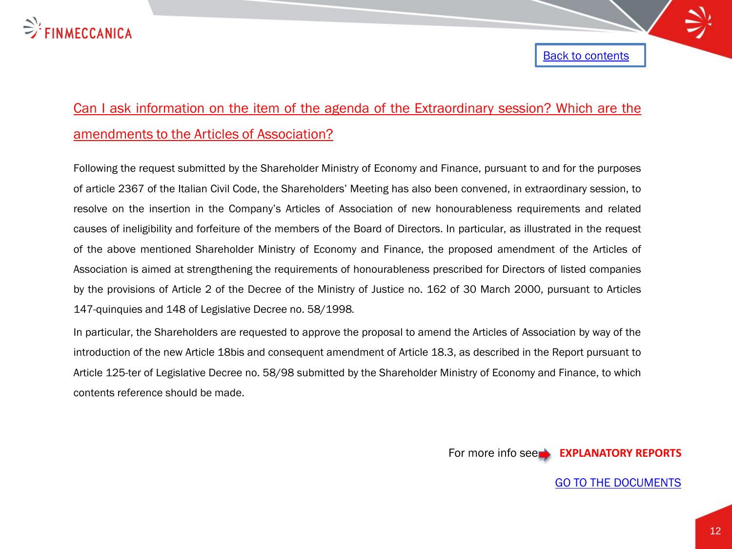Back to contents

## Can I ask information on the item of the agenda of the Extraordinary session? Which are the amendments to the Articles of Association?

Following the request submitted by the Shareholder Ministry of Economy and Finance, pursuant to and for the purposes of article 2367 of the Italian Civil Code, the Shareholders' Meeting has also been convened, in extraordinary session, to resolve on the insertion in the Company's Articles of Association of new honourableness requirements and related causes of ineligibility and forfeiture of the members of the Board of Directors. In particular, as illustrated in the request of the above mentioned Shareholder Ministry of Economy and Finance, the proposed amendment of the Articles of Association is aimed at strengthening the requirements of honourableness prescribed for Directors of listed companies by the provisions of Article 2 of the Decree of the Ministry of Justice no. 162 of 30 March 2000, pursuant to Articles 147-quinquies and 148 of Legislative Decree no. 58/1998.

In particular, the Shareholders are requested to approve the proposal to amend the Articles of Association by way of the introduction of the new Article 18bis and consequent amendment of Article 18.3, as described in the Report pursuant to Article 125-ter of Legislative Decree no. 58/98 submitted by the Shareholder Ministry of Economy and Finance, to which contents reference should be made.

For more info see **EXPLANATORY REPORTS**

GO TO THE DOCUMENTS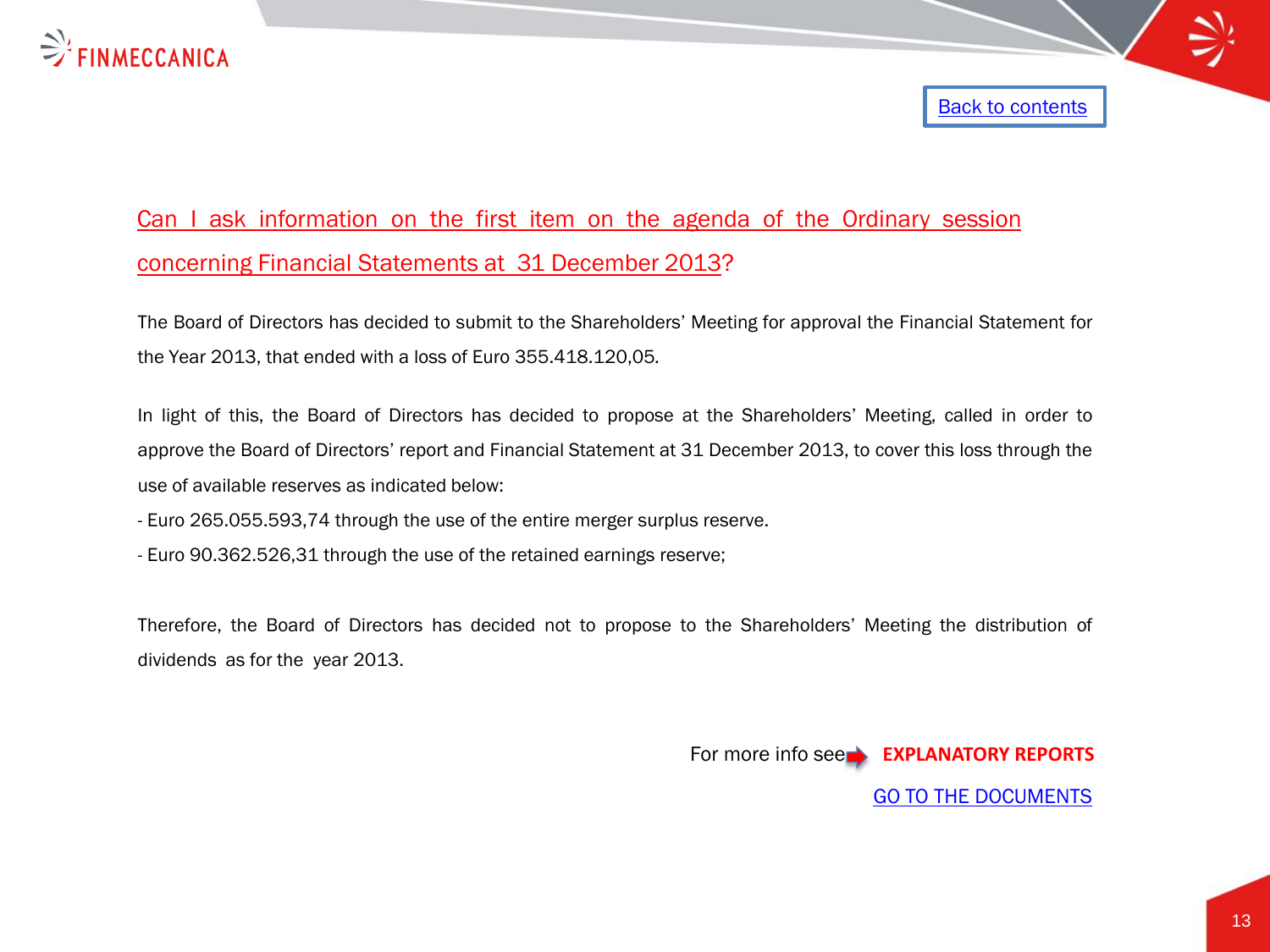[Back to contents]

## Can I ask information on the first item on the agenda of the Ordinary session concerning Financial Statements at 31 December 2013?

The Board of Directors has decided to submit to the Shareholders' Meeting for approval the Financial Statement for the Year 2013, that ended with a loss of Euro 355.418.120,05.

In light of this, the Board of Directors has decided to propose at the Shareholders' Meeting, called in order to approve the Board of Directors' report and Financial Statement at 31 December 2013, to cover this loss through the use of available reserves as indicated below:

- Euro 265.055.593,74 through the use of the entire merger surplus reserve.
- Euro 90.362.526,31 through the use of the retained earnings reserve;

Therefore, the Board of Directors has decided not to propose to the Shareholders' Meeting the distribution of dividends as for the year 2013.

For more info see **EXPLANATORY REPORTS**

GO TO THE DOCUMENTS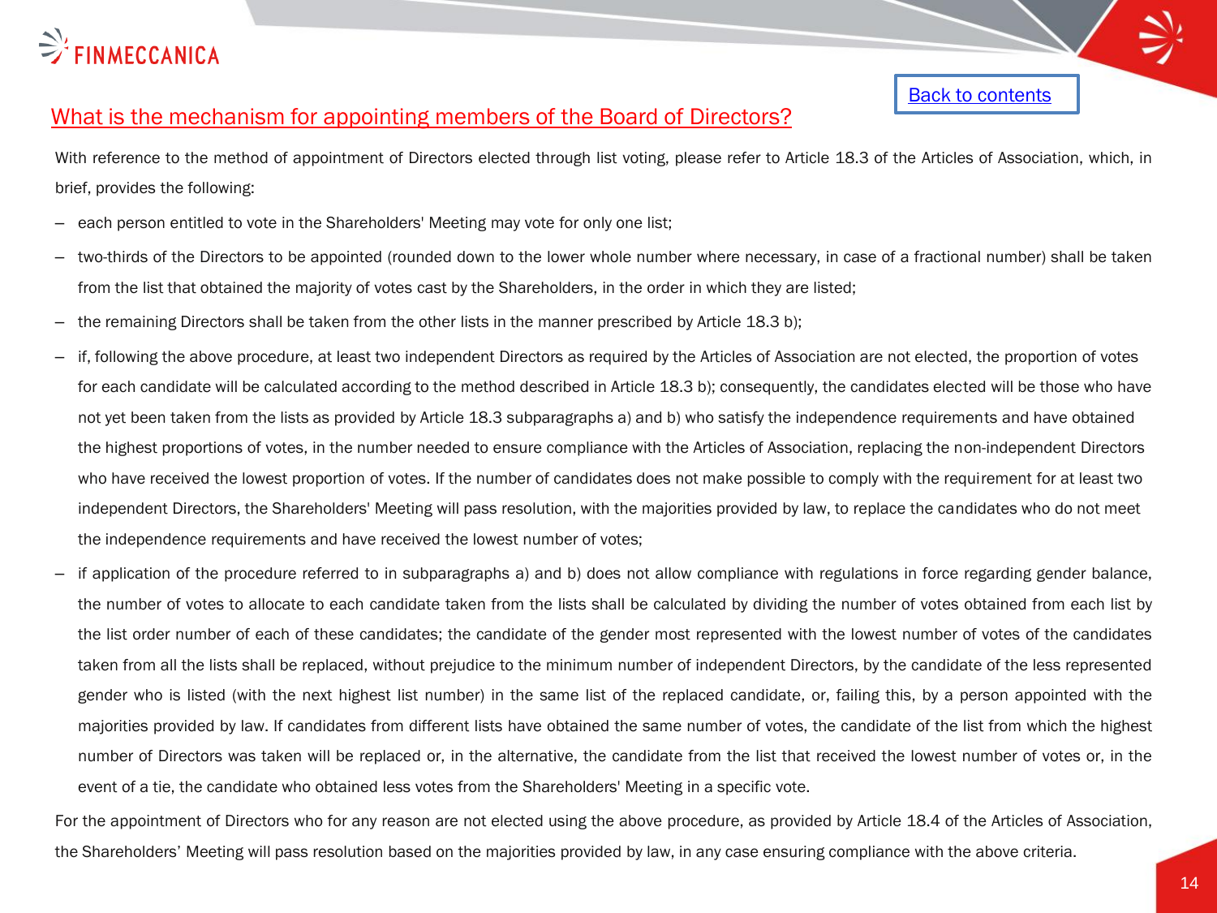## What is the mechanism for appointing members of the Board of Directors?

With reference to the method of appointment of Directors elected through list voting, please refer to Article 18.3 of the Articles of Association, which, in brief, provides the following:

- each person entitled to vote in the Shareholders' Meeting may vote for only one list;
- two-thirds of the Directors to be appointed (rounded down to the lower whole number where necessary, in case of a fractional number) shall be taken from the list that obtained the majority of votes cast by the Shareholders, in the order in which they are listed;
- the remaining Directors shall be taken from the other lists in the manner prescribed by Article 18.3 b);
- if, following the above procedure, at least two independent Directors as required by the Articles of Association are not elected, the proportion of votes for each candidate will be calculated according to the method described in Article 18.3 b); consequently, the candidates elected will be those who have not yet been taken from the lists as provided by Article 18.3 subparagraphs a) and b) who satisfy the independence requirements and have obtained the highest proportions of votes, in the number needed to ensure compliance with the Articles of Association, replacing the non-independent Directors who have received the lowest proportion of votes. If the number of candidates does not make possible to comply with the requirement for at least two independent Directors, the Shareholders' Meeting will pass resolution, with the majorities provided by law, to replace the candidates who do not meet the independence requirements and have received the lowest number of votes;
- if application of the procedure referred to in subparagraphs a) and b) does not allow compliance with regulations in force regarding gender balance, the number of votes to allocate to each candidate taken from the lists shall be calculated by dividing the number of votes obtained from each list by the list order number of each of these candidates; the candidate of the gender most represented with the lowest number of votes of the candidates taken from all the lists shall be replaced, without prejudice to the minimum number of independent Directors, by the candidate of the less represented gender who is listed (with the next highest list number) in the same list of the replaced candidate, or, failing this, by a person appointed with the majorities provided by law. If candidates from different lists have obtained the same number of votes, the candidate of the list from which the highest number of Directors was taken will be replaced or, in the alternative, the candidate from the list that received the lowest number of votes or, in the event of a tie, the candidate who obtained less votes from the Shareholders' Meeting in a specific vote.

For the appointment of Directors who for any reason are not elected using the above procedure, as provided by Article 18.4 of the Articles of Association, the Shareholders' Meeting will pass resolution based on the majorities provided by law, in any case ensuring compliance with the above criteria.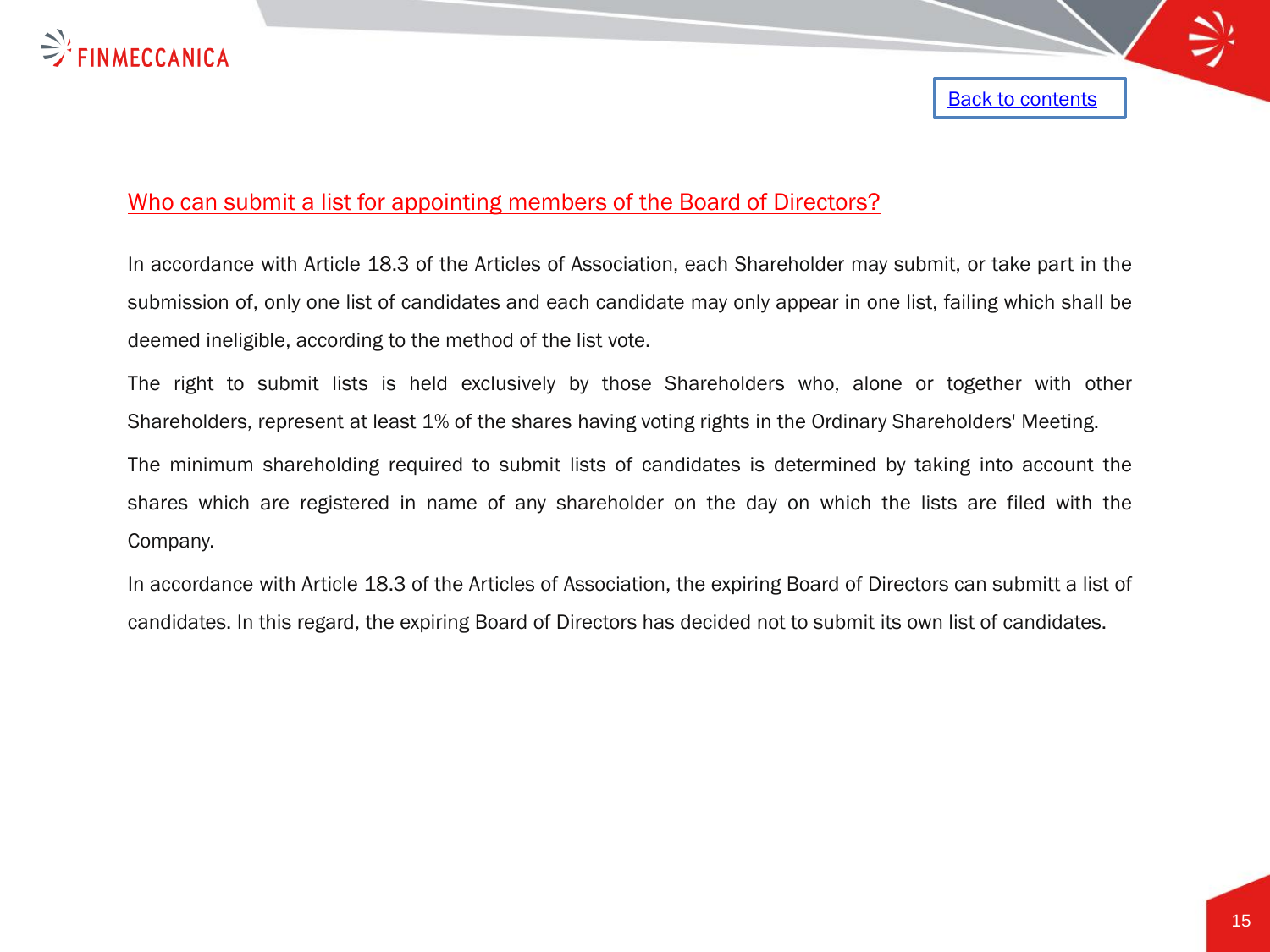## Who can submit a list for appointing members of the Board of Directors?

In accordance with Article 18.3 of the Articles of Association, each Shareholder may submit, or take part in the submission of, only one list of candidates and each candidate may only appear in one list, failing which shall be deemed ineligible, according to the method of the list vote.

The right to submit lists is held exclusively by those Shareholders who, alone or together with other Shareholders, represent at least 1% of the shares having voting rights in the Ordinary Shareholders' Meeting.

The minimum shareholding required to submit lists of candidates is determined by taking into account the shares which are registered in name of any shareholder on the day on which the lists are filed with the Company.

In accordance with Article 18.3 of the Articles of Association, the expiring Board of Directors can submitt a list of candidates. In this regard, the expiring Board of Directors has decided not to submit its own list of candidates.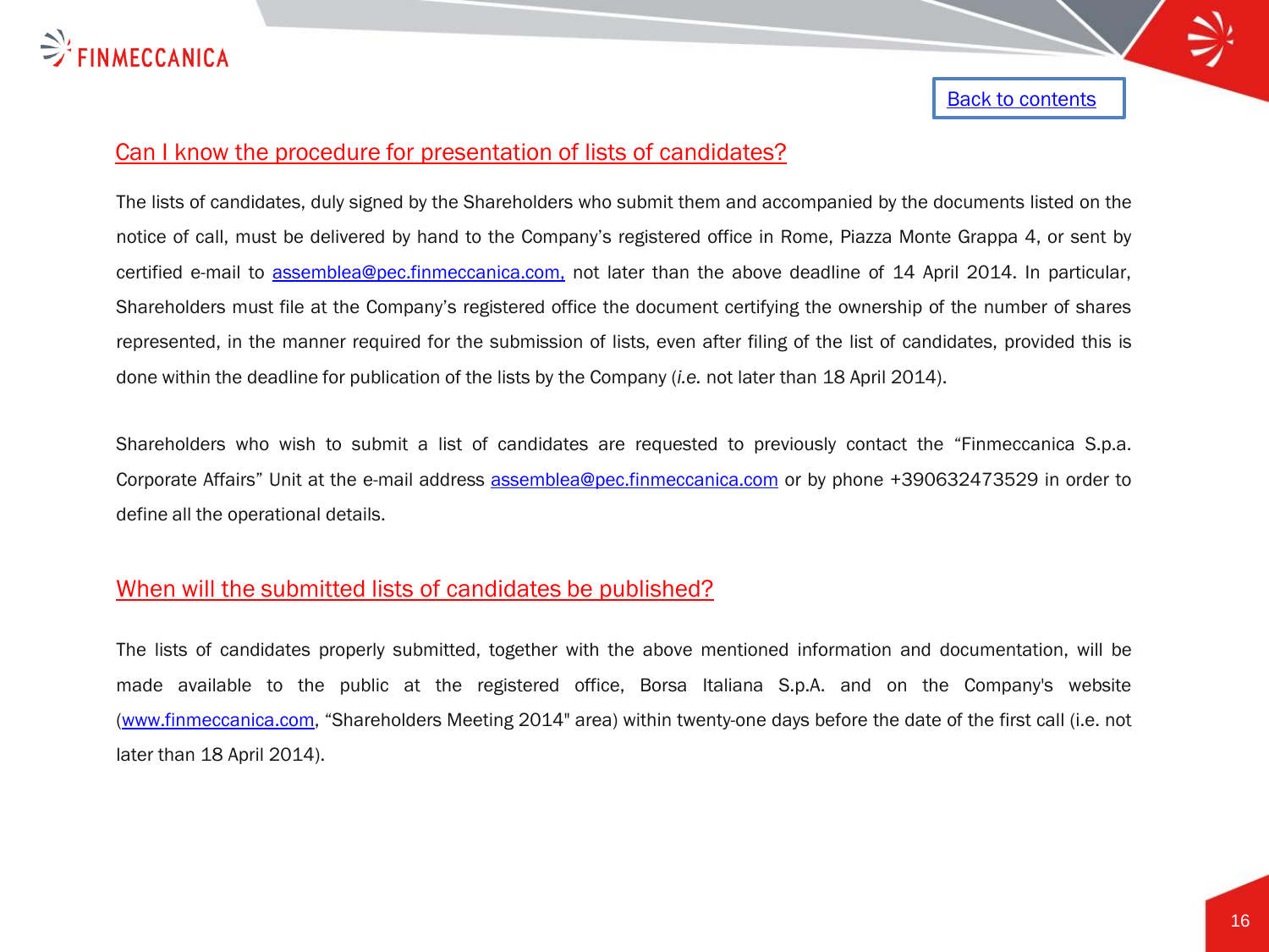Back to contents

## Can I know the procedure for presentation of lists of candidates?

The lists of candidates, duly signed by the Shareholders who submit them and accompanied by the documents listed on the notice of call, must be delivered by hand to the Company's registered office in Rome, Piazza Monte Grappa 4, or sent by certified e-mail to assemblea@pec.finmeccanica.com, not later than the above deadline of 14 April 2014. In particular, Shareholders must file at the Company's registered office the document certifying the ownership of the number of shares represented, in the manner required for the submission of lists, even after filing of the list of candidates, provided this is done within the deadline for publication of the lists by the Company (*i.e.* not later than 18 April 2014).

Shareholders who wish to submit a list of candidates are requested to previously contact the "Finmeccanica S.p.a. Corporate Affairs" Unit at the e-mail address assemblea@pec.finmeccanica.com or by phone +390632473529 in order to define all the operational details.

## When will the submitted lists of candidates be published?

The lists of candidates properly submitted, together with the above mentioned information and documentation, will be made available to the public at the registered office, Borsa Italiana S.p.A. and on the Company's website (www.finmeccanica.com, "Shareholders Meeting 2014" area) within twenty-one days before the date of the first call (i.e. not later than 18 April 2014).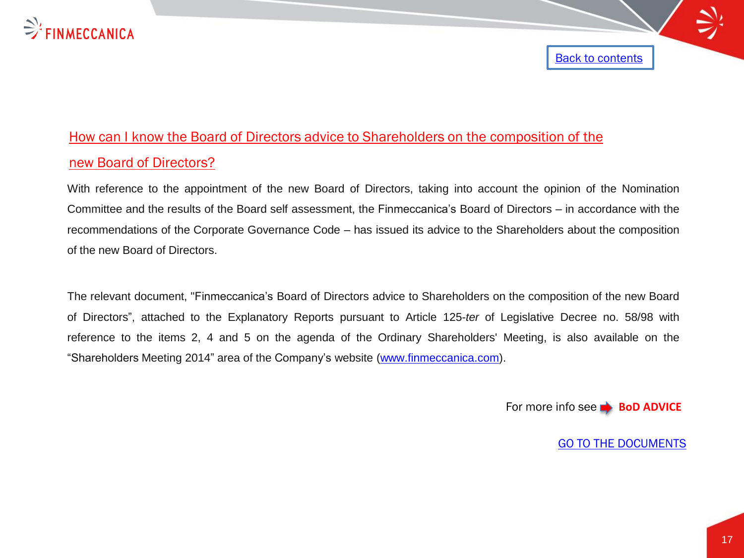Back to contents

## How can I know the Board of Directors advice to Shareholders on the composition of the new Board of Directors?

With reference to the appointment of the new Board of Directors, taking into account the opinion of the Nomination Committee and the results of the Board self assessment, the Finmeccanica's Board of Directors – in accordance with the recommendations of the Corporate Governance Code – has issued its advice to the Shareholders about the composition of the new Board of Directors.

The relevant document, "Finmeccanica's Board of Directors advice to Shareholders on the composition of the new Board of Directors", attached to the Explanatory Reports pursuant to Article 125-*ter* of Legislative Decree no. 58/98 with reference to the items 2, 4 and 5 on the agenda of the Ordinary Shareholders' Meeting, is also available on the "Shareholders Meeting 2014" area of the Company's website (www.finmeccanica.com).

For more info see **BoD ADVICE**

GO TO THE DOCUMENTS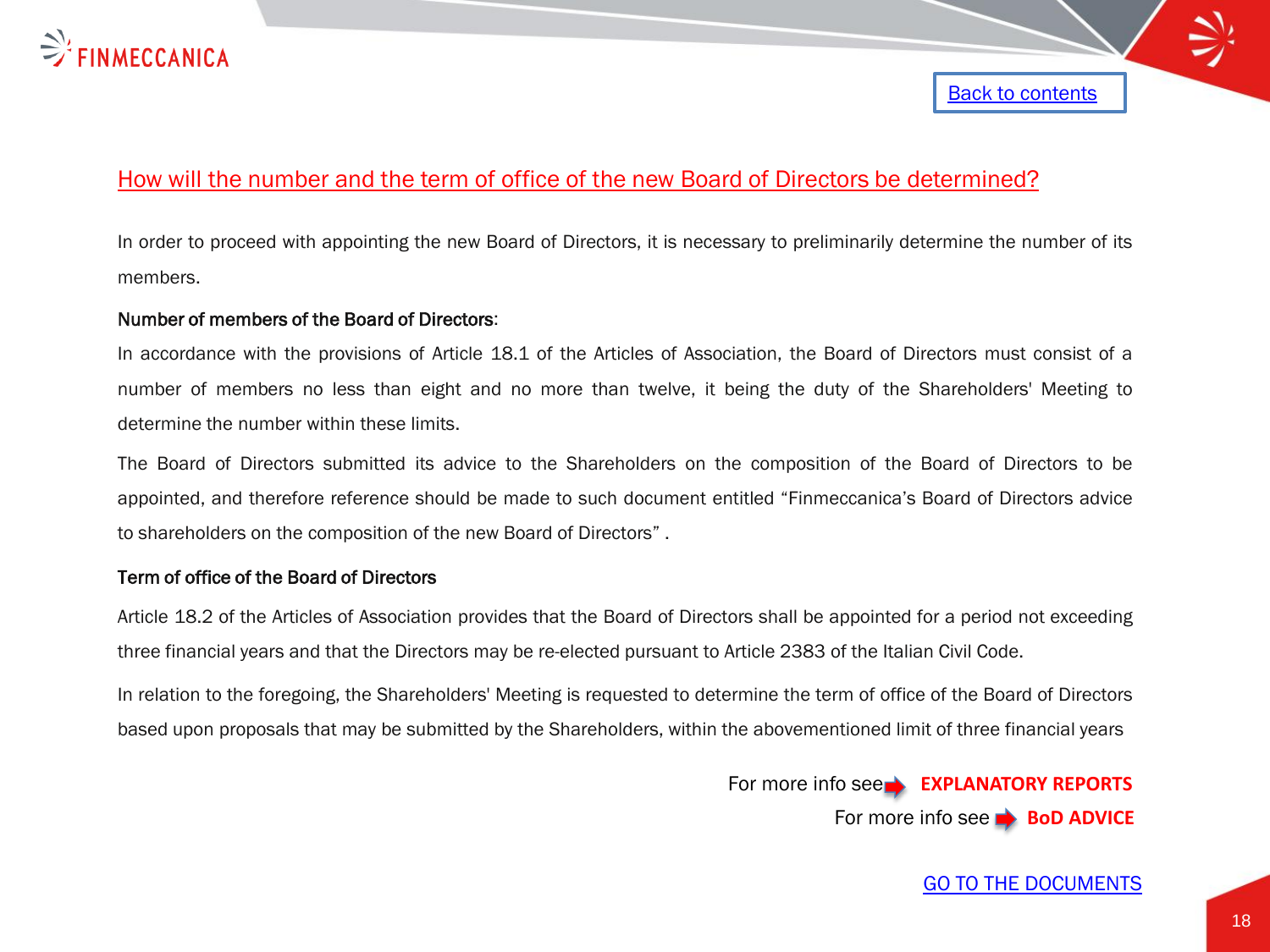Back to contents

## How will the number and the term of office of the new Board of Directors be determined?

In order to proceed with appointing the new Board of Directors, it is necessary to preliminarily determine the number of its members.

**Number of members of the Board of Directors**:

In accordance with the provisions of Article 18.1 of the Articles of Association, the Board of Directors must consist of a number of members no less than eight and no more than twelve, it being the duty of the Shareholders' Meeting to determine the number within these limits.

The Board of Directors submitted its advice to the Shareholders on the composition of the Board of Directors to be appointed, and therefore reference should be made to such document entitled "Finmeccanica's Board of Directors advice to shareholders on the composition of the new Board of Directors" .

**Term of office of the Board of Directors**

Article 18.2 of the Articles of Association provides that the Board of Directors shall be appointed for a period not exceeding three financial years and that the Directors may be re-elected pursuant to Article 2383 of the Italian Civil Code.

In relation to the foregoing, the Shareholders' Meeting is requested to determine the term of office of the Board of Directors based upon proposals that may be submitted by the Shareholders, within the abovementioned limit of three financial years

For more info see **EXPLANATORY REPORTS**

For more info see **BoD ADVICE**

GO TO THE DOCUMENTS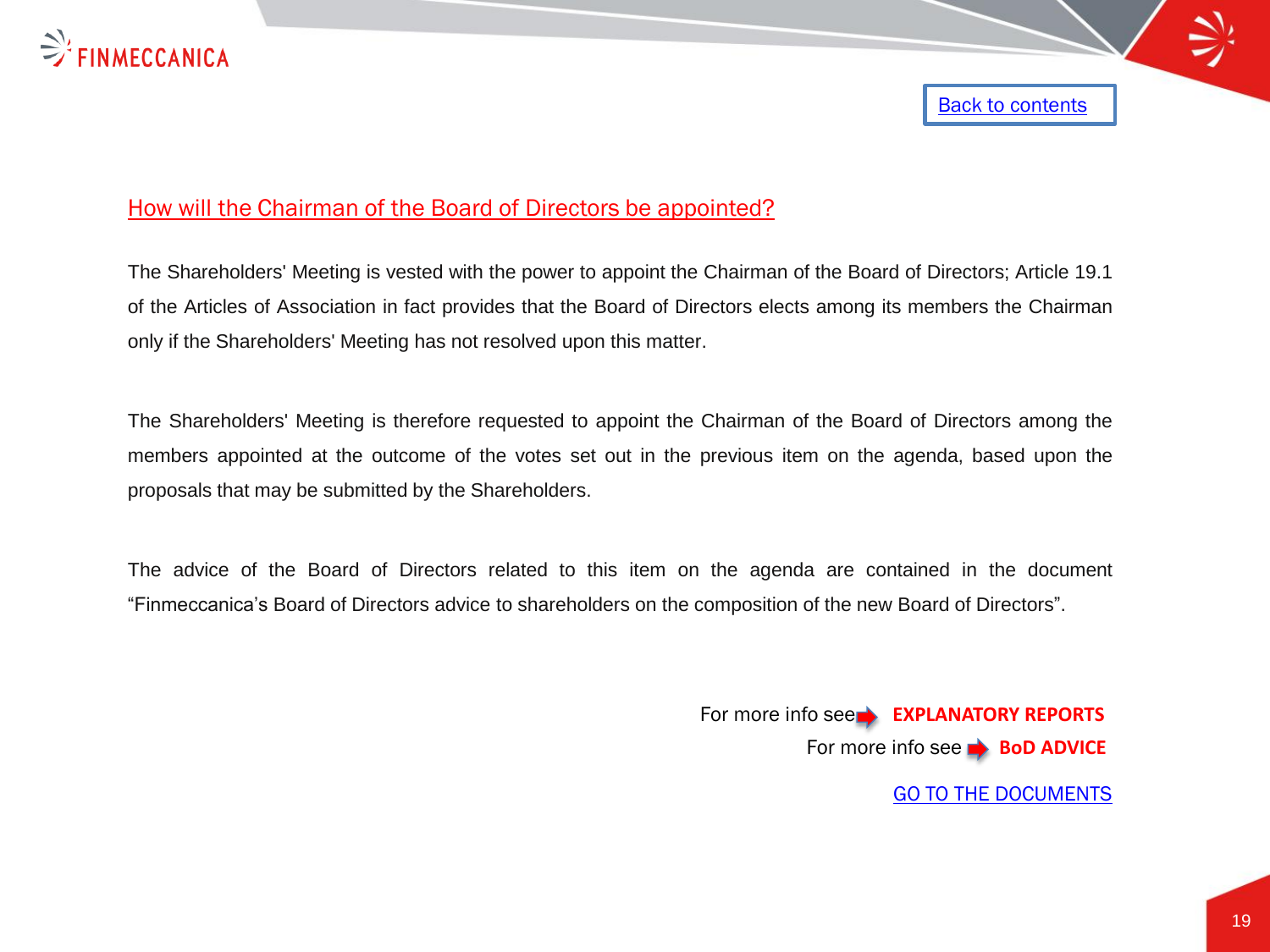Back to contents

## How will the Chairman of the Board of Directors be appointed?

The Shareholders' Meeting is vested with the power to appoint the Chairman of the Board of Directors; Article 19.1 of the Articles of Association in fact provides that the Board of Directors elects among its members the Chairman only if the Shareholders' Meeting has not resolved upon this matter.

The Shareholders' Meeting is therefore requested to appoint the Chairman of the Board of Directors among the members appointed at the outcome of the votes set out in the previous item on the agenda, based upon the proposals that may be submitted by the Shareholders.

The advice of the Board of Directors related to this item on the agenda are contained in the document "Finmeccanica's Board of Directors advice to shareholders on the composition of the new Board of Directors".

For more info see **EXPLANATORY REPORTS**

For more info see **BoD ADVICE**

GO TO THE DOCUMENTS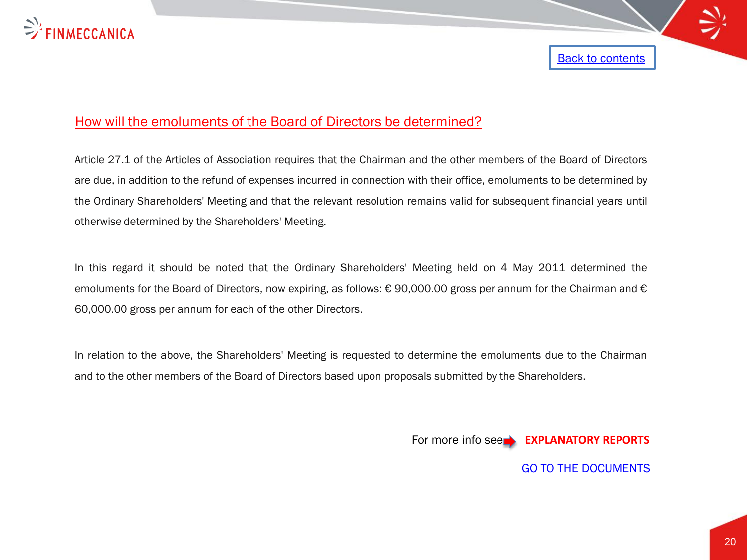Back to contents

## How will the emoluments of the Board of Directors be determined?

Article 27.1 of the Articles of Association requires that the Chairman and the other members of the Board of Directors are due, in addition to the refund of expenses incurred in connection with their office, emoluments to be determined by the Ordinary Shareholders' Meeting and that the relevant resolution remains valid for subsequent financial years until otherwise determined by the Shareholders' Meeting.

In this regard it should be noted that the Ordinary Shareholders' Meeting held on 4 May 2011 determined the emoluments for the Board of Directors, now expiring, as follows: € 90,000.00 gross per annum for the Chairman and € 60,000.00 gross per annum for each of the other Directors.

In relation to the above, the Shareholders' Meeting is requested to determine the emoluments due to the Chairman and to the other members of the Board of Directors based upon proposals submitted by the Shareholders.

For more info see **EXPLANATORY REPORTS**

GO TO THE DOCUMENTS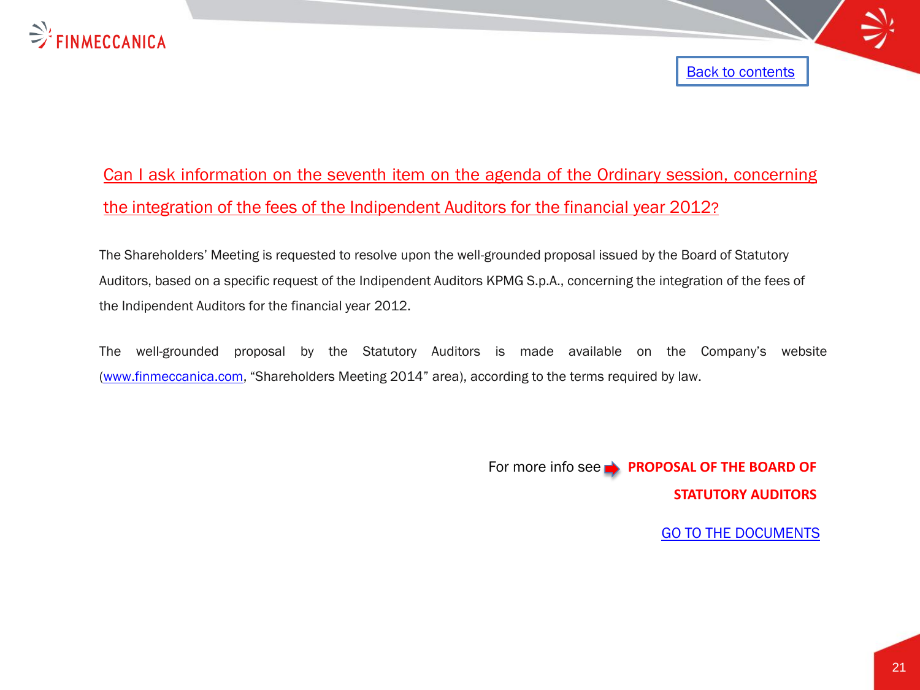Back to contents

## Can I ask information on the seventh item on the agenda of the Ordinary session, concerning the integration of the fees of the Indipendent Auditors for the financial year 2012?

The Shareholders' Meeting is requested to resolve upon the well-grounded proposal issued by the Board of Statutory Auditors, based on a specific request of the Indipendent Auditors KPMG S.p.A., concerning the integration of the fees of the Indipendent Auditors for the financial year 2012.

The well-grounded proposal by the Statutory Auditors is made available on the Company's website (www.finmeccanica.com, "Shareholders Meeting 2014" area), according to the terms required by law.

For more info see **PROPOSAL OF THE BOARD OF STATUTORY AUDITORS**

GO TO THE DOCUMENTS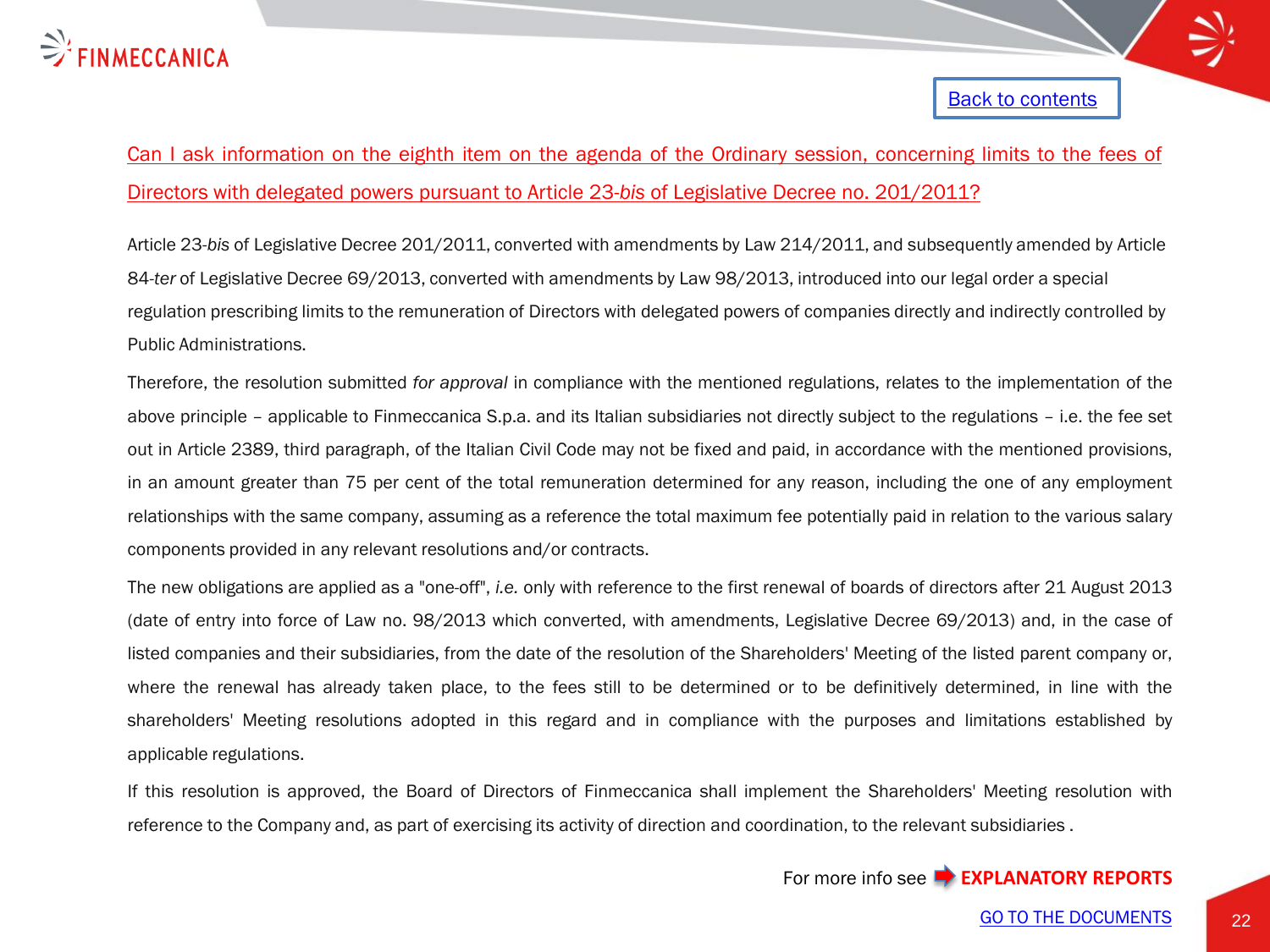Back to contents

## Can I ask information on the eighth item on the agenda of the Ordinary session, concerning limits to the fees of Directors with delegated powers pursuant to Article 23-*bis* of Legislative Decree no. 201/2011?

Article 23-*bis* of Legislative Decree 201/2011, converted with amendments by Law 214/2011, and subsequently amended by Article 84-*ter* of Legislative Decree 69/2013, converted with amendments by Law 98/2013, introduced into our legal order a special regulation prescribing limits to the remuneration of Directors with delegated powers of companies directly and indirectly controlled by Public Administrations.

Therefore, the resolution submitted *for approval* in compliance with the mentioned regulations, relates to the implementation of the above principle – applicable to Finmeccanica S.p.a. and its Italian subsidiaries not directly subject to the regulations – i.e. the fee set out in Article 2389, third paragraph, of the Italian Civil Code may not be fixed and paid, in accordance with the mentioned provisions, in an amount greater than 75 per cent of the total remuneration determined for any reason, including the one of any employment relationships with the same company, assuming as a reference the total maximum fee potentially paid in relation to the various salary components provided in any relevant resolutions and/or contracts.

The new obligations are applied as a "one-off", *i.e.* only with reference to the first renewal of boards of directors after 21 August 2013 (date of entry into force of Law no. 98/2013 which converted, with amendments, Legislative Decree 69/2013) and, in the case of listed companies and their subsidiaries, from the date of the resolution of the Shareholders' Meeting of the listed parent company or, where the renewal has already taken place, to the fees still to be determined or to be definitively determined, in line with the shareholders' Meeting resolutions adopted in this regard and in compliance with the purposes and limitations established by applicable regulations.

If this resolution is approved, the Board of Directors of Finmeccanica shall implement the Shareholders' Meeting resolution with reference to the Company and, as part of exercising its activity of direction and coordination, to the relevant subsidiaries .

For more info see **EXPLANATORY REPORTS**

GO TO THE DOCUMENTS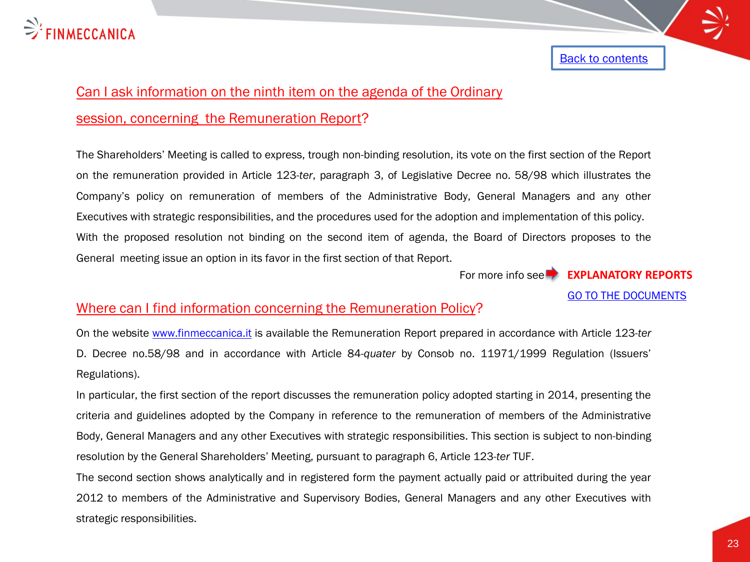[Back to contents]

## Can I ask information on the ninth item on the agenda of the Ordinary session, concerning the Remuneration Report?

The Shareholders' Meeting is called to express, trough non-binding resolution, its vote on the first section of the Report on the remuneration provided in Article 123-*ter*, paragraph 3, of Legislative Decree no. 58/98 which illustrates the Company's policy on remuneration of members of the Administrative Body, General Managers and any other Executives with strategic responsibilities, and the procedures used for the adoption and implementation of this policy. With the proposed resolution not binding on the second item of agenda, the Board of Directors proposes to the General meeting issue an option in its favor in the first section of that Report.

For more info see **EXPLANATORY REPORTS**

GO TO THE DOCUMENTS

## Where can I find information concerning the Remuneration Policy?

On the website www.finmeccanica.it is available the Remuneration Report prepared in accordance with Article 123-*ter* D. Decree no.58/98 and in accordance with Article 84-*quater* by Consob no. 11971/1999 Regulation (Issuers' Regulations).

In particular, the first section of the report discusses the remuneration policy adopted starting in 2014, presenting the criteria and guidelines adopted by the Company in reference to the remuneration of members of the Administrative Body, General Managers and any other Executives with strategic responsibilities. This section is subject to non-binding resolution by the General Shareholders' Meeting, pursuant to paragraph 6, Article 123-*ter* TUF.

The second section shows analytically and in registered form the payment actually paid or attribuited during the year 2012 to members of the Administrative and Supervisory Bodies, General Managers and any other Executives with strategic responsibilities.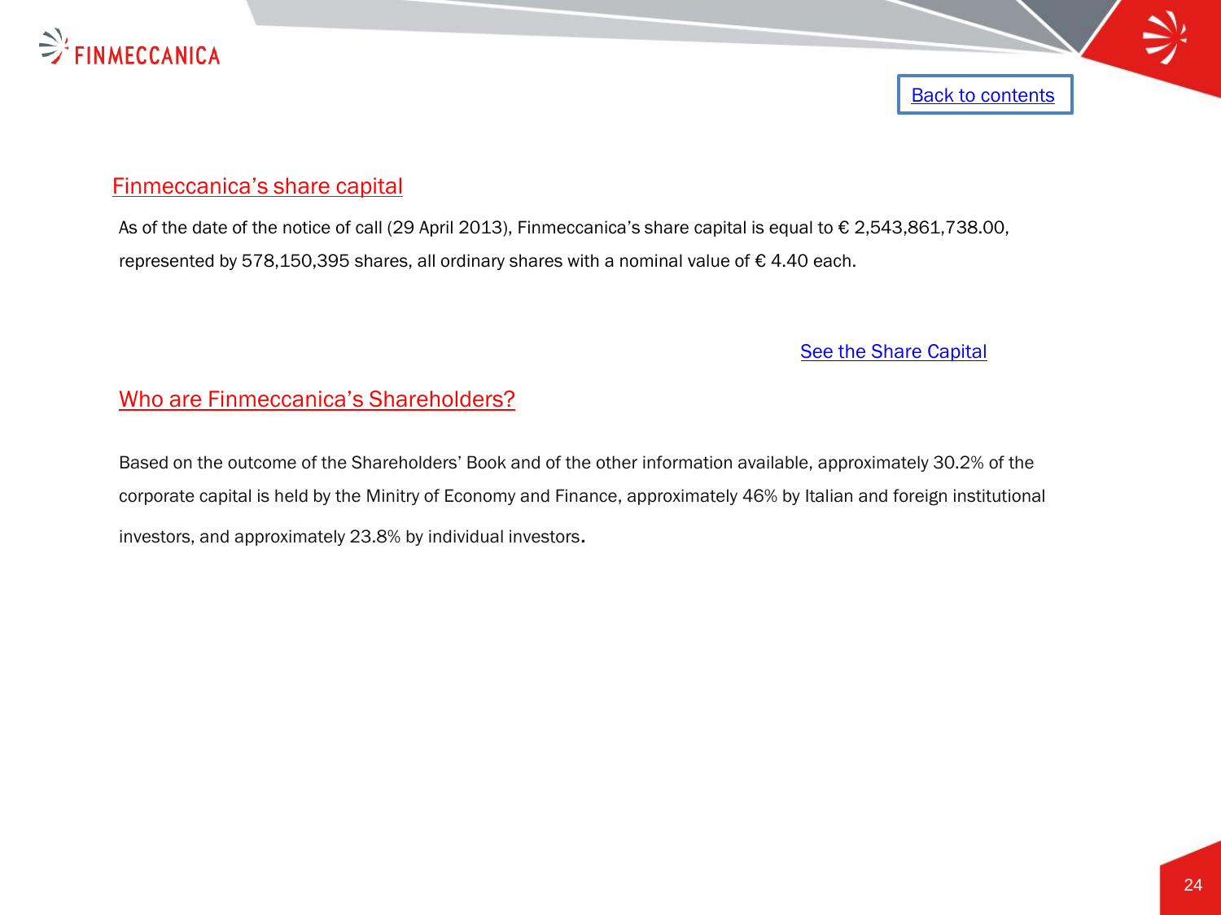Back to contents

## Finmeccanica's share capital

As of the date of the notice of call (29 April 2013), Finmeccanica's share capital is equal to € 2,543,861,738.00, represented by 578,150,395 shares, all ordinary shares with a nominal value of € 4.40 each.

See the Share Capital

## Who are Finmeccanica's Shareholders?

Based on the outcome of the Shareholders' Book and of the other information available, approximately 30.2% of the corporate capital is held by the Minitry of Economy and Finance, approximately 46% by Italian and foreign institutional investors, and approximately 23.8% by individual investors.